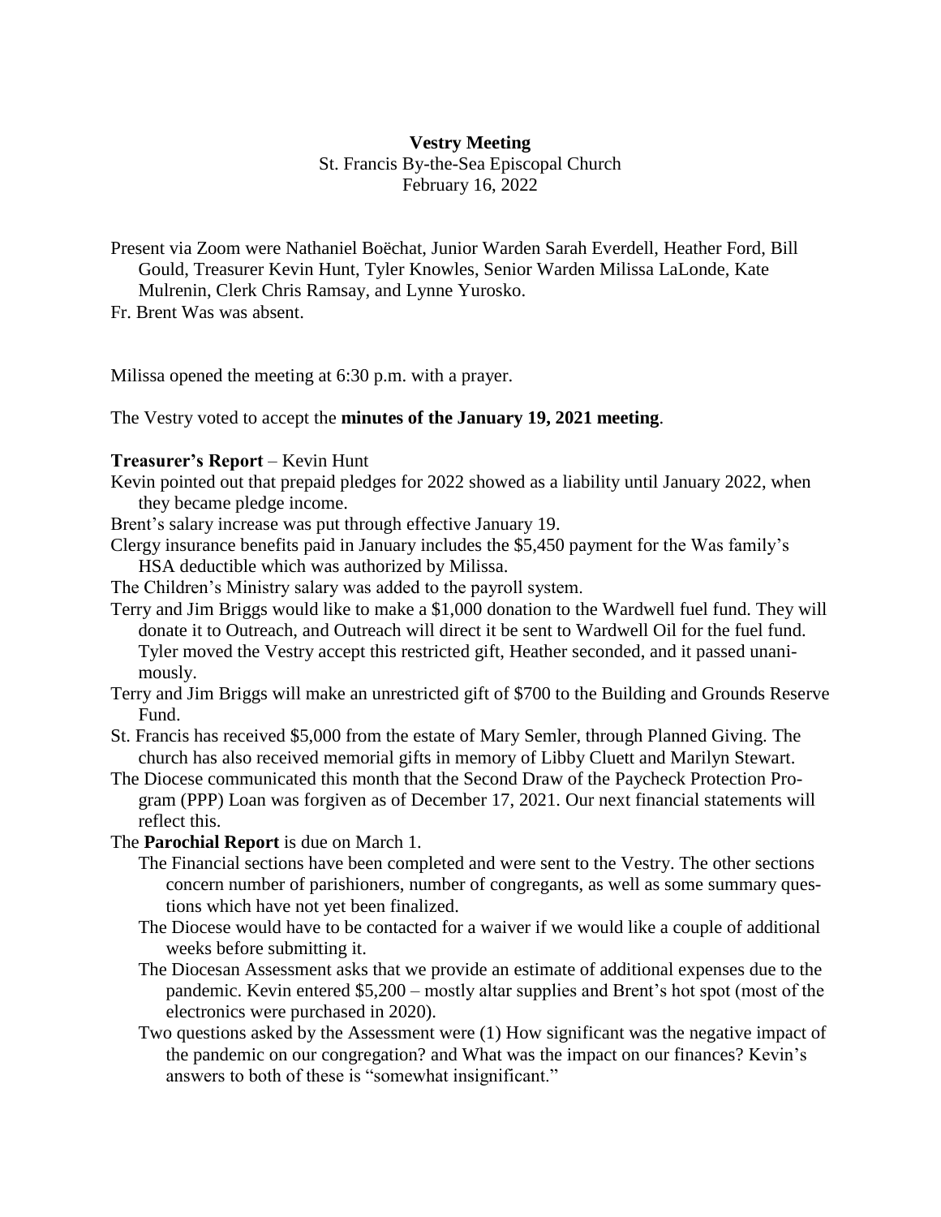**Vestry Meeting**

St. Francis By-the-Sea Episcopal Church

February 16, 2022

Present via Zoom were Nathaniel Boëchat, Junior Warden Sarah Everdell, Heather Ford, Bill Gould, Treasurer Kevin Hunt, Tyler Knowles, Senior Warden Milissa LaLonde, Kate Mulrenin, Clerk Chris Ramsay, and Lynne Yurosko.

Fr. Brent Was was absent.

Milissa opened the meeting at 6:30 p.m. with a prayer.

The Vestry voted to accept the **minutes of the January 19, 2021 meeting**.

**Treasurer's Report** – Kevin Hunt

Kevin pointed out that prepaid pledges for 2022 showed as a liability until January 2022, when they became pledge income.

Brent's salary increase was put through effective January 19.

Clergy insurance benefits paid in January includes the $5,450 payment for the Was family's HSA deductible which was authorized by Milissa.

The Children's Ministry salary was added to the payroll system.

Terry and Jim Briggs would like to make a $1,000 donation to the Wardwell fuel fund. They will donate it to Outreach, and Outreach will direct it be sent to Wardwell Oil for the fuel fund. Tyler moved the Vestry accept this restricted gift, Heather seconded, and it passed unanimously.

Terry and Jim Briggs will make an unrestricted gift of $700 to the Building and Grounds Reserve Fund.

St. Francis has received $5,000 from the estate of Mary Semler, through Planned Giving. The church has also received memorial gifts in memory of Libby Cluett and Marilyn Stewart.

The Diocese communicated this month that the Second Draw of the Paycheck Protection Program (PPP) Loan was forgiven as of December 17, 2021. Our next financial statements will reflect this.

The **Parochial Report** is due on March 1.

The Financial sections have been completed and were sent to the Vestry. The other sections concern number of parishioners, number of congregants, as well as some summary questions which have not yet been finalized.

The Diocese would have to be contacted for a waiver if we would like a couple of additional weeks before submitting it.

The Diocesan Assessment asks that we provide an estimate of additional expenses due to the pandemic. Kevin entered $5,200 – mostly altar supplies and Brent's hot spot (most of the electronics were purchased in 2020).

Two questions asked by the Assessment were (1) How significant was the negative impact of the pandemic on our congregation? and What was the impact on our finances? Kevin's answers to both of these is "somewhat insignificant."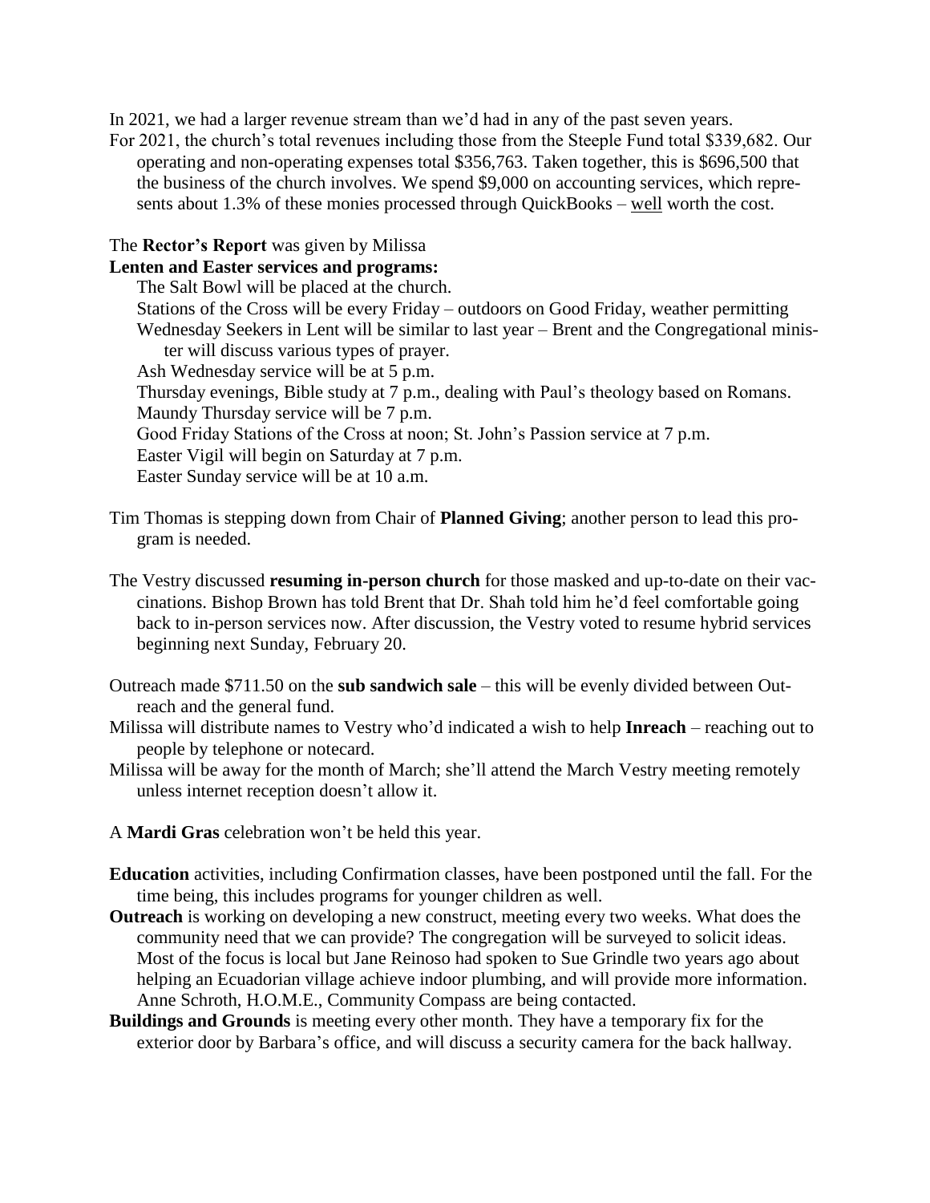In 2021, we had a larger revenue stream than we'd had in any of the past seven years.

For 2021, the church's total revenues including those from the Steeple Fund total $339,682. Our operating and non-operating expenses total $356,763. Taken together, this is $696,500 that the business of the church involves. We spend $9,000 on accounting services, which represents about 1.3% of these monies processed through QuickBooks – <u>well</u> worth the cost.

The **Rector's Report** was given by Milissa

**Lenten and Easter services and programs:**

The Salt Bowl will be placed at the church.

Stations of the Cross will be every Friday – outdoors on Good Friday, weather permitting

Wednesday Seekers in Lent will be similar to last year – Brent and the Congregational minister will discuss various types of prayer.

Ash Wednesday service will be at 5 p.m.

Thursday evenings, Bible study at 7 p.m., dealing with Paul's theology based on Romans.

Maundy Thursday service will be 7 p.m.

Good Friday Stations of the Cross at noon; St. John's Passion service at 7 p.m.

Easter Vigil will begin on Saturday at 7 p.m.

Easter Sunday service will be at 10 a.m.

Tim Thomas is stepping down from Chair of **Planned Giving**; another person to lead this program is needed.

The Vestry discussed **resuming in-person church** for those masked and up-to-date on their vaccinations. Bishop Brown has told Brent that Dr. Shah told him he'd feel comfortable going back to in-person services now. After discussion, the Vestry voted to resume hybrid services beginning next Sunday, February 20.

Outreach made $711.50 on the **sub sandwich sale** – this will be evenly divided between Outreach and the general fund.

Milissa will distribute names to Vestry who'd indicated a wish to help **Inreach** – reaching out to people by telephone or notecard.

Milissa will be away for the month of March; she'll attend the March Vestry meeting remotely unless internet reception doesn't allow it.

A **Mardi Gras** celebration won't be held this year.

**Education** activities, including Confirmation classes, have been postponed until the fall. For the time being, this includes programs for younger children as well.

**Outreach** is working on developing a new construct, meeting every two weeks. What does the community need that we can provide? The congregation will be surveyed to solicit ideas. Most of the focus is local but Jane Reinoso had spoken to Sue Grindle two years ago about helping an Ecuadorian village achieve indoor plumbing, and will provide more information. Anne Schroth, H.O.M.E., Community Compass are being contacted.

**Buildings and Grounds** is meeting every other month. They have a temporary fix for the exterior door by Barbara's office, and will discuss a security camera for the back hallway.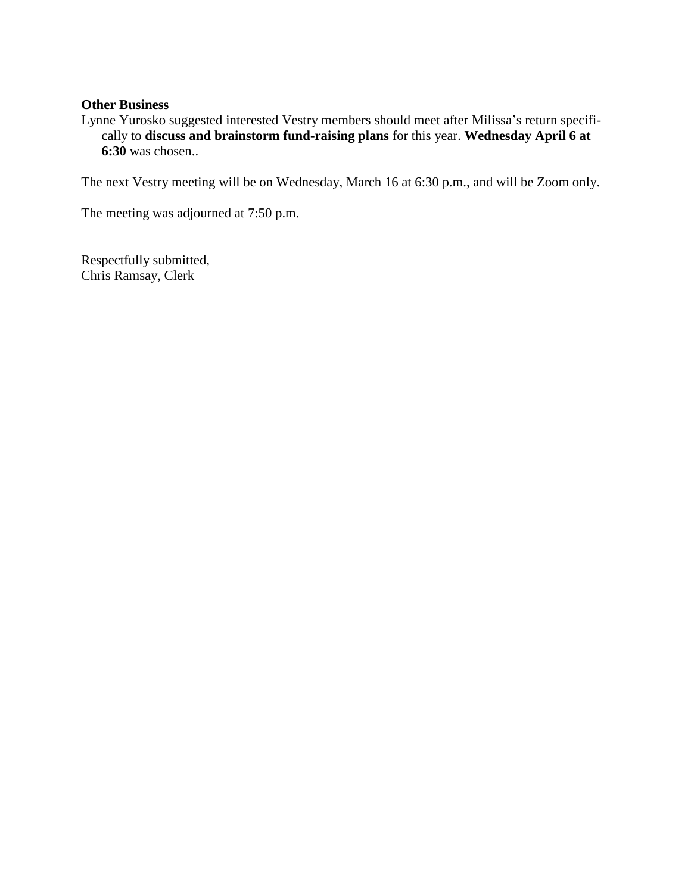**Other Business**

Lynne Yurosko suggested interested Vestry members should meet after Milissa's return specifically to **discuss and brainstorm fund-raising plans** for this year. **Wednesday April 6 at 6:30** was chosen..

The next Vestry meeting will be on Wednesday, March 16 at 6:30 p.m., and will be Zoom only.

The meeting was adjourned at 7:50 p.m.

Respectfully submitted,  
Chris Ramsay, Clerk